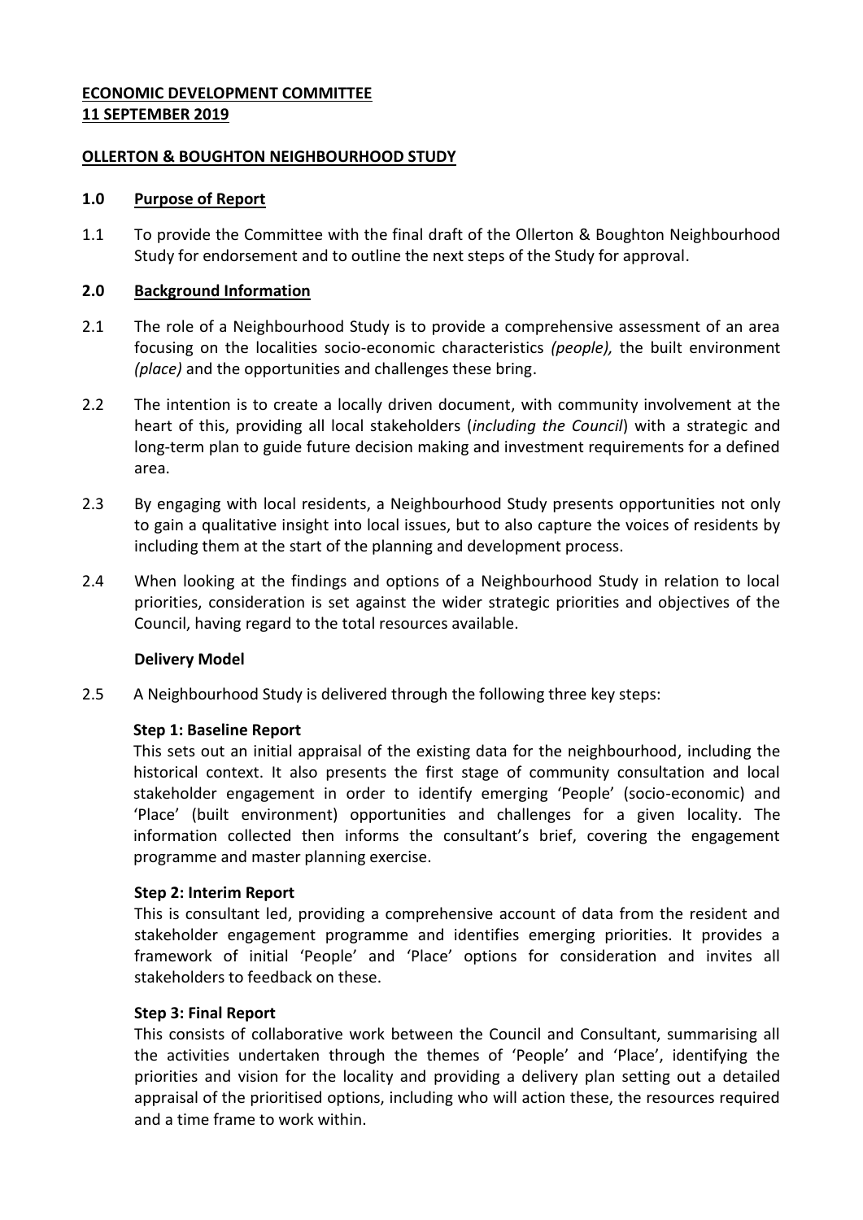**ECONOMIC DEVELOPMENT COMMITTEE**
**11 SEPTEMBER 2019**

**OLLERTON & BOUGHTON NEIGHBOURHOOD STUDY**

## 1.0 Purpose of Report

1.1 To provide the Committee with the final draft of the Ollerton & Boughton Neighbourhood Study for endorsement and to outline the next steps of the Study for approval.

## 2.0 Background Information

2.1 The role of a Neighbourhood Study is to provide a comprehensive assessment of an area focusing on the localities socio-economic characteristics *(people),* the built environment *(place)* and the opportunities and challenges these bring.

2.2 The intention is to create a locally driven document, with community involvement at the heart of this, providing all local stakeholders (*including the Council*) with a strategic and long-term plan to guide future decision making and investment requirements for a defined area.

2.3 By engaging with local residents, a Neighbourhood Study presents opportunities not only to gain a qualitative insight into local issues, but to also capture the voices of residents by including them at the start of the planning and development process.

2.4 When looking at the findings and options of a Neighbourhood Study in relation to local priorities, consideration is set against the wider strategic priorities and objectives of the Council, having regard to the total resources available.

### Delivery Model

2.5 A Neighbourhood Study is delivered through the following three key steps:

**Step 1: Baseline Report**
This sets out an initial appraisal of the existing data for the neighbourhood, including the historical context. It also presents the first stage of community consultation and local stakeholder engagement in order to identify emerging 'People' (socio-economic) and 'Place' (built environment) opportunities and challenges for a given locality. The information collected then informs the consultant's brief, covering the engagement programme and master planning exercise.

**Step 2: Interim Report**
This is consultant led, providing a comprehensive account of data from the resident and stakeholder engagement programme and identifies emerging priorities. It provides a framework of initial 'People' and 'Place' options for consideration and invites all stakeholders to feedback on these.

**Step 3: Final Report**
This consists of collaborative work between the Council and Consultant, summarising all the activities undertaken through the themes of 'People' and 'Place', identifying the priorities and vision for the locality and providing a delivery plan setting out a detailed appraisal of the prioritised options, including who will action these, the resources required and a time frame to work within.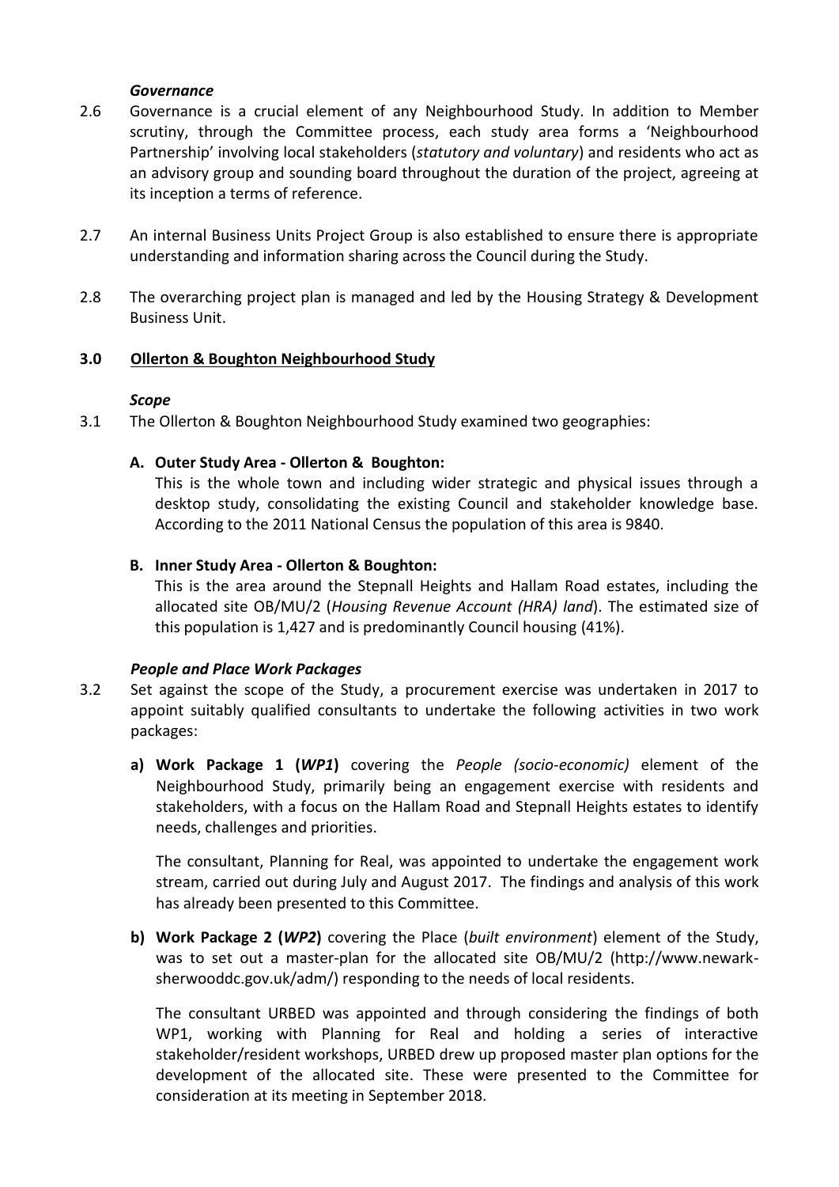### *Governance*

2.6 Governance is a crucial element of any Neighbourhood Study. In addition to Member scrutiny, through the Committee process, each study area forms a 'Neighbourhood Partnership' involving local stakeholders (*statutory and voluntary*) and residents who act as an advisory group and sounding board throughout the duration of the project, agreeing at its inception a terms of reference.

2.7 An internal Business Units Project Group is also established to ensure there is appropriate understanding and information sharing across the Council during the Study.

2.8 The overarching project plan is managed and led by the Housing Strategy & Development Business Unit.

## 3.0 Ollerton & Boughton Neighbourhood Study

### *Scope*

3.1 The Ollerton & Boughton Neighbourhood Study examined two geographies:

**A. Outer Study Area - Ollerton & Boughton:**

This is the whole town and including wider strategic and physical issues through a desktop study, consolidating the existing Council and stakeholder knowledge base. According to the 2011 National Census the population of this area is 9840.

**B. Inner Study Area - Ollerton & Boughton:**

This is the area around the Stepnall Heights and Hallam Road estates, including the allocated site OB/MU/2 (*Housing Revenue Account (HRA) land*). The estimated size of this population is 1,427 and is predominantly Council housing (41%).

### *People and Place Work Packages*

3.2 Set against the scope of the Study, a procurement exercise was undertaken in 2017 to appoint suitably qualified consultants to undertake the following activities in two work packages:

a) **Work Package 1 (*WP1*)** covering the *People (socio-economic)* element of the Neighbourhood Study, primarily being an engagement exercise with residents and stakeholders, with a focus on the Hallam Road and Stepnall Heights estates to identify needs, challenges and priorities.

   The consultant, Planning for Real, was appointed to undertake the engagement work stream, carried out during July and August 2017. The findings and analysis of this work has already been presented to this Committee.

b) **Work Package 2 (*WP2*)** covering the Place (*built environment*) element of the Study, was to set out a master-plan for the allocated site OB/MU/2 (http://www.newark-sherwooddc.gov.uk/adm/) responding to the needs of local residents.

   The consultant URBED was appointed and through considering the findings of both WP1, working with Planning for Real and holding a series of interactive stakeholder/resident workshops, URBED drew up proposed master plan options for the development of the allocated site. These were presented to the Committee for consideration at its meeting in September 2018.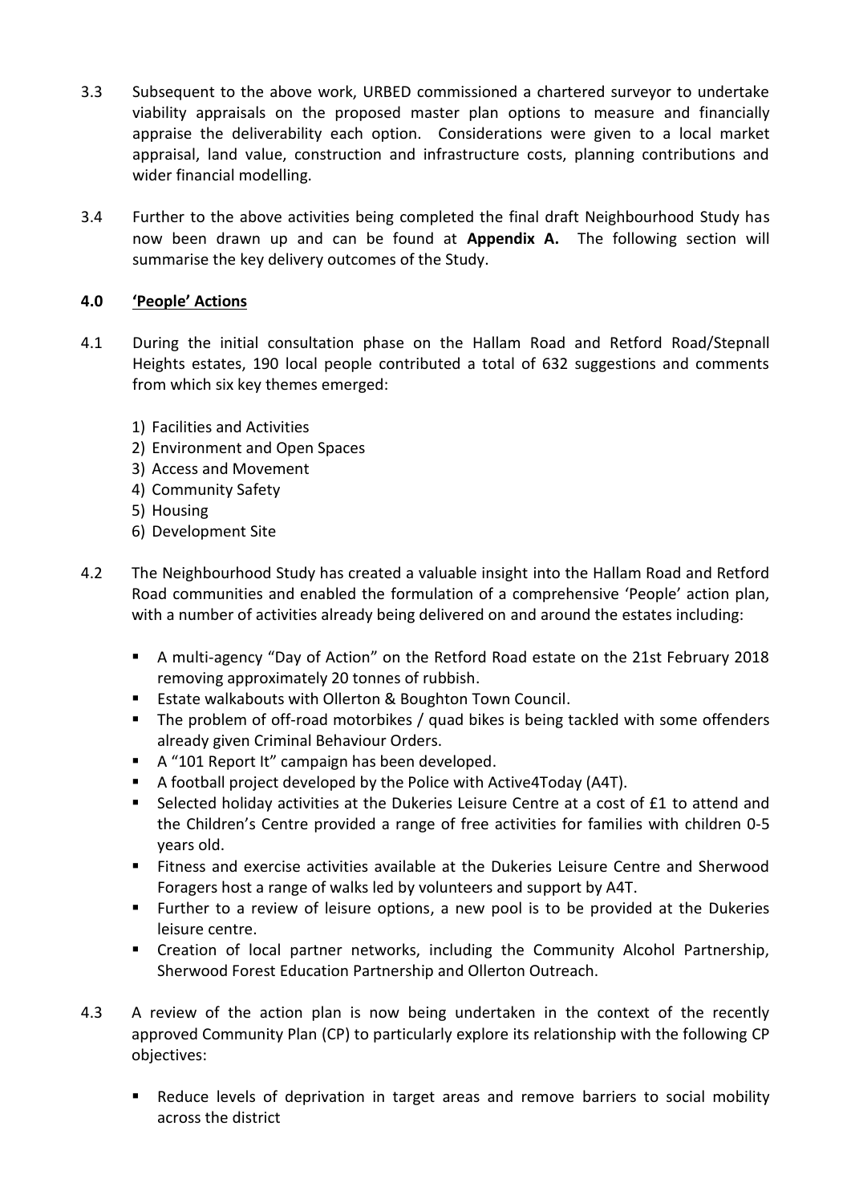3.3 Subsequent to the above work, URBED commissioned a chartered surveyor to undertake viability appraisals on the proposed master plan options to measure and financially appraise the deliverability each option. Considerations were given to a local market appraisal, land value, construction and infrastructure costs, planning contributions and wider financial modelling.

3.4 Further to the above activities being completed the final draft Neighbourhood Study has now been drawn up and can be found at **Appendix A.** The following section will summarise the key delivery outcomes of the Study.

## 4.0 'People' Actions

4.1 During the initial consultation phase on the Hallam Road and Retford Road/Stepnall Heights estates, 190 local people contributed a total of 632 suggestions and comments from which six key themes emerged:

1) Facilities and Activities
2) Environment and Open Spaces
3) Access and Movement
4) Community Safety
5) Housing
6) Development Site

4.2 The Neighbourhood Study has created a valuable insight into the Hallam Road and Retford Road communities and enabled the formulation of a comprehensive 'People' action plan, with a number of activities already being delivered on and around the estates including:

- A multi-agency "Day of Action" on the Retford Road estate on the 21st February 2018 removing approximately 20 tonnes of rubbish.
- Estate walkabouts with Ollerton & Boughton Town Council.
- The problem of off-road motorbikes / quad bikes is being tackled with some offenders already given Criminal Behaviour Orders.
- A "101 Report It" campaign has been developed.
- A football project developed by the Police with Active4Today (A4T).
- Selected holiday activities at the Dukeries Leisure Centre at a cost of £1 to attend and the Children's Centre provided a range of free activities for families with children 0-5 years old.
- Fitness and exercise activities available at the Dukeries Leisure Centre and Sherwood Foragers host a range of walks led by volunteers and support by A4T.
- Further to a review of leisure options, a new pool is to be provided at the Dukeries leisure centre.
- Creation of local partner networks, including the Community Alcohol Partnership, Sherwood Forest Education Partnership and Ollerton Outreach.

4.3 A review of the action plan is now being undertaken in the context of the recently approved Community Plan (CP) to particularly explore its relationship with the following CP objectives:

- Reduce levels of deprivation in target areas and remove barriers to social mobility across the district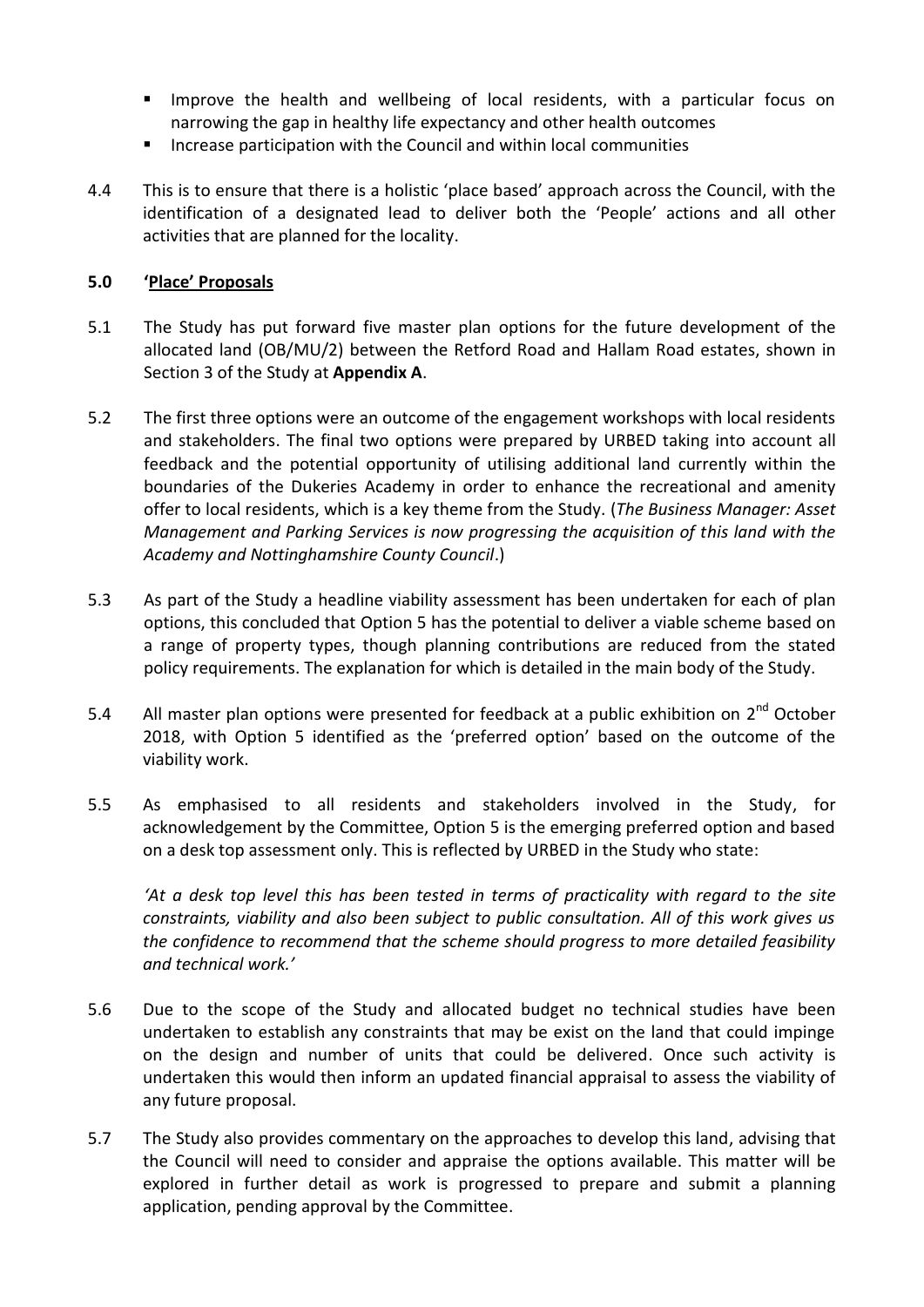- Improve the health and wellbeing of local residents, with a particular focus on narrowing the gap in healthy life expectancy and other health outcomes
- Increase participation with the Council and within local communities

4.4 This is to ensure that there is a holistic 'place based' approach across the Council, with the identification of a designated lead to deliver both the 'People' actions and all other activities that are planned for the locality.

## 5.0 'Place' Proposals

5.1 The Study has put forward five master plan options for the future development of the allocated land (OB/MU/2) between the Retford Road and Hallam Road estates, shown in Section 3 of the Study at **Appendix A**.

5.2 The first three options were an outcome of the engagement workshops with local residents and stakeholders. The final two options were prepared by URBED taking into account all feedback and the potential opportunity of utilising additional land currently within the boundaries of the Dukeries Academy in order to enhance the recreational and amenity offer to local residents, which is a key theme from the Study. (*The Business Manager: Asset Management and Parking Services is now progressing the acquisition of this land with the Academy and Nottinghamshire County Council*.)

5.3 As part of the Study a headline viability assessment has been undertaken for each of plan options, this concluded that Option 5 has the potential to deliver a viable scheme based on a range of property types, though planning contributions are reduced from the stated policy requirements. The explanation for which is detailed in the main body of the Study.

5.4 All master plan options were presented for feedback at a public exhibition on 2nd October 2018, with Option 5 identified as the 'preferred option' based on the outcome of the viability work.

5.5 As emphasised to all residents and stakeholders involved in the Study, for acknowledgement by the Committee, Option 5 is the emerging preferred option and based on a desk top assessment only. This is reflected by URBED in the Study who state:

*'At a desk top level this has been tested in terms of practicality with regard to the site constraints, viability and also been subject to public consultation. All of this work gives us the confidence to recommend that the scheme should progress to more detailed feasibility and technical work.'*

5.6 Due to the scope of the Study and allocated budget no technical studies have been undertaken to establish any constraints that may be exist on the land that could impinge on the design and number of units that could be delivered. Once such activity is undertaken this would then inform an updated financial appraisal to assess the viability of any future proposal.

5.7 The Study also provides commentary on the approaches to develop this land, advising that the Council will need to consider and appraise the options available. This matter will be explored in further detail as work is progressed to prepare and submit a planning application, pending approval by the Committee.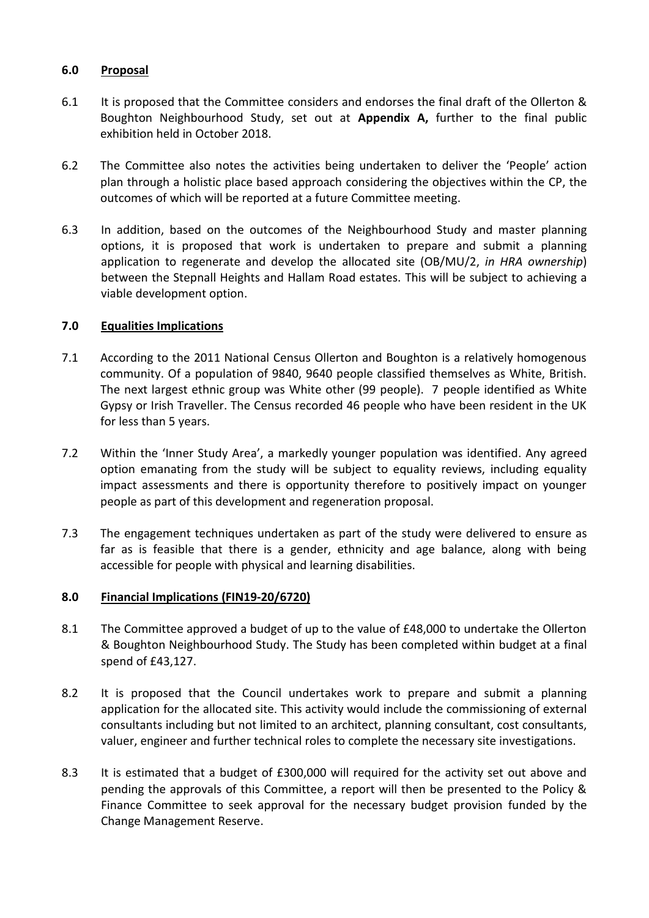## 6.0 **Proposal**

6.1 It is proposed that the Committee considers and endorses the final draft of the Ollerton & Boughton Neighbourhood Study, set out at **Appendix A,** further to the final public exhibition held in October 2018.

6.2 The Committee also notes the activities being undertaken to deliver the 'People' action plan through a holistic place based approach considering the objectives within the CP, the outcomes of which will be reported at a future Committee meeting.

6.3 In addition, based on the outcomes of the Neighbourhood Study and master planning options, it is proposed that work is undertaken to prepare and submit a planning application to regenerate and develop the allocated site (OB/MU/2, *in HRA ownership*) between the Stepnall Heights and Hallam Road estates. This will be subject to achieving a viable development option.

## 7.0 **Equalities Implications**

7.1 According to the 2011 National Census Ollerton and Boughton is a relatively homogenous community. Of a population of 9840, 9640 people classified themselves as White, British. The next largest ethnic group was White other (99 people). 7 people identified as White Gypsy or Irish Traveller. The Census recorded 46 people who have been resident in the UK for less than 5 years.

7.2 Within the 'Inner Study Area', a markedly younger population was identified. Any agreed option emanating from the study will be subject to equality reviews, including equality impact assessments and there is opportunity therefore to positively impact on younger people as part of this development and regeneration proposal.

7.3 The engagement techniques undertaken as part of the study were delivered to ensure as far as is feasible that there is a gender, ethnicity and age balance, along with being accessible for people with physical and learning disabilities.

## 8.0 **Financial Implications (FIN19-20/6720)**

8.1 The Committee approved a budget of up to the value of £48,000 to undertake the Ollerton & Boughton Neighbourhood Study. The Study has been completed within budget at a final spend of £43,127.

8.2 It is proposed that the Council undertakes work to prepare and submit a planning application for the allocated site. This activity would include the commissioning of external consultants including but not limited to an architect, planning consultant, cost consultants, valuer, engineer and further technical roles to complete the necessary site investigations.

8.3 It is estimated that a budget of £300,000 will required for the activity set out above and pending the approvals of this Committee, a report will then be presented to the Policy & Finance Committee to seek approval for the necessary budget provision funded by the Change Management Reserve.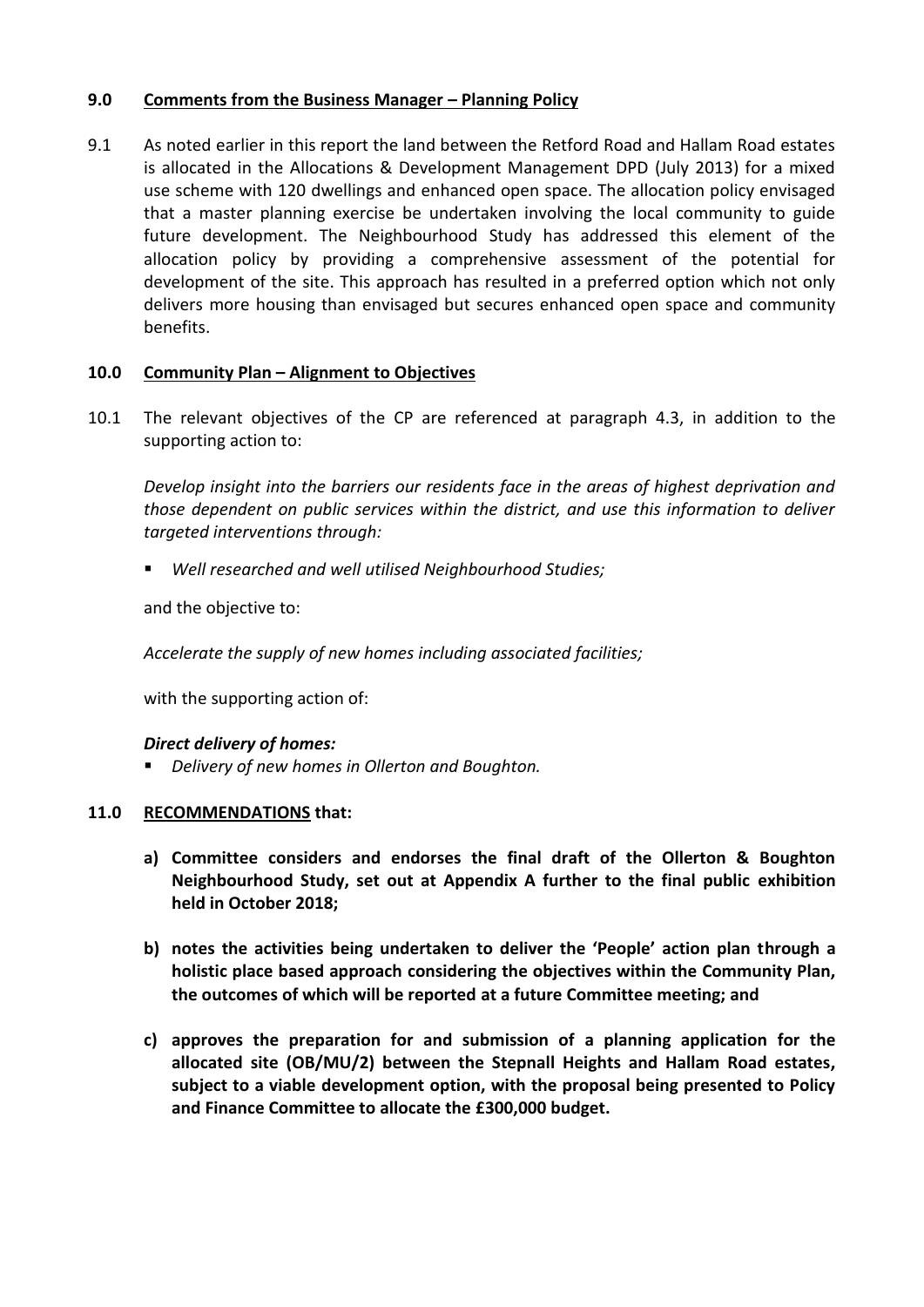## 9.0 Comments from the Business Manager – Planning Policy

9.1 As noted earlier in this report the land between the Retford Road and Hallam Road estates is allocated in the Allocations & Development Management DPD (July 2013) for a mixed use scheme with 120 dwellings and enhanced open space. The allocation policy envisaged that a master planning exercise be undertaken involving the local community to guide future development. The Neighbourhood Study has addressed this element of the allocation policy by providing a comprehensive assessment of the potential for development of the site. This approach has resulted in a preferred option which not only delivers more housing than envisaged but secures enhanced open space and community benefits.

## 10.0 Community Plan – Alignment to Objectives

10.1 The relevant objectives of the CP are referenced at paragraph 4.3, in addition to the supporting action to:

*Develop insight into the barriers our residents face in the areas of highest deprivation and those dependent on public services within the district, and use this information to deliver targeted interventions through:*

- *Well researched and well utilised Neighbourhood Studies;*

and the objective to:

*Accelerate the supply of new homes including associated facilities;*

with the supporting action of:

***Direct delivery of homes:***

- *Delivery of new homes in Ollerton and Boughton.*

## 11.0 RECOMMENDATIONS that:

**a) Committee considers and endorses the final draft of the Ollerton & Boughton Neighbourhood Study, set out at Appendix A further to the final public exhibition held in October 2018;**

**b) notes the activities being undertaken to deliver the 'People' action plan through a holistic place based approach considering the objectives within the Community Plan, the outcomes of which will be reported at a future Committee meeting; and**

**c) approves the preparation for and submission of a planning application for the allocated site (OB/MU/2) between the Stepnall Heights and Hallam Road estates, subject to a viable development option, with the proposal being presented to Policy and Finance Committee to allocate the £300,000 budget.**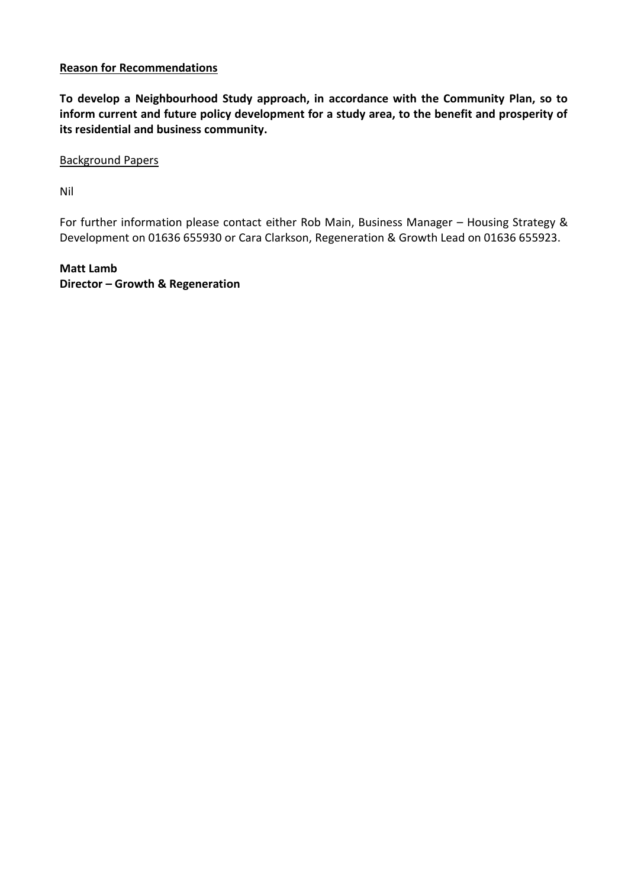**<u>Reason for Recommendations</u>**

**To develop a Neighbourhood Study approach, in accordance with the Community Plan, so to inform current and future policy development for a study area, to the benefit and prosperity of its residential and business community.**

<u>Background Papers</u>

Nil

For further information please contact either Rob Main, Business Manager – Housing Strategy & Development on 01636 655930 or Cara Clarkson, Regeneration & Growth Lead on 01636 655923.

**Matt Lamb**
**Director – Growth & Regeneration**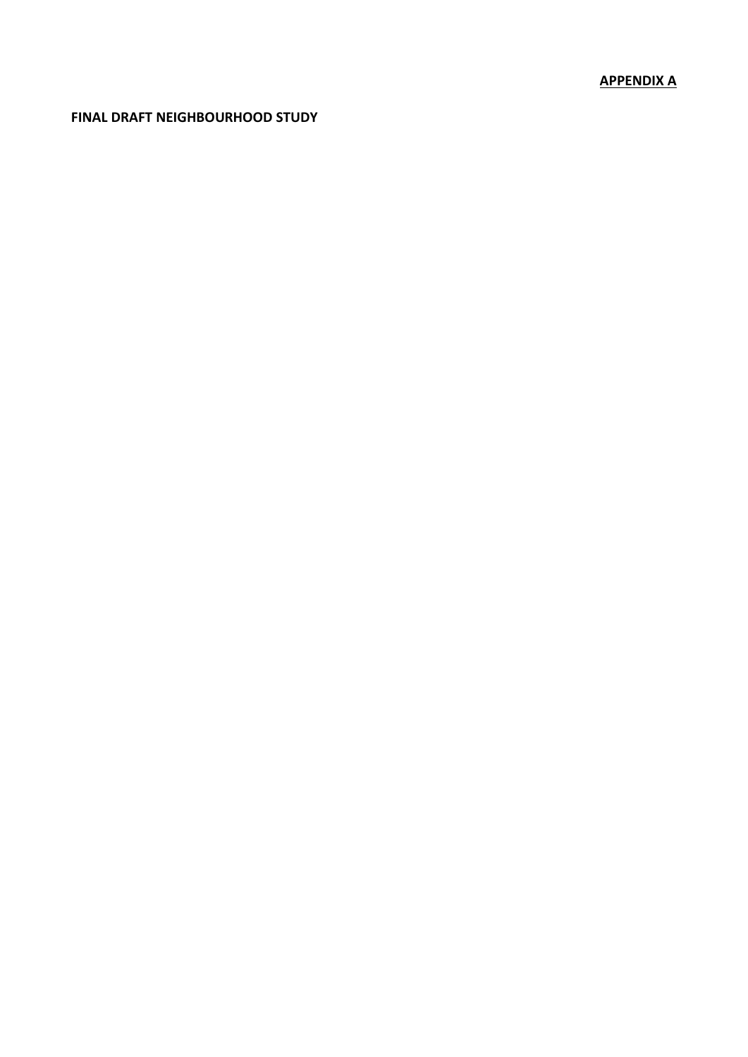**APPENDIX A**

**FINAL DRAFT NEIGHBOURHOOD STUDY**